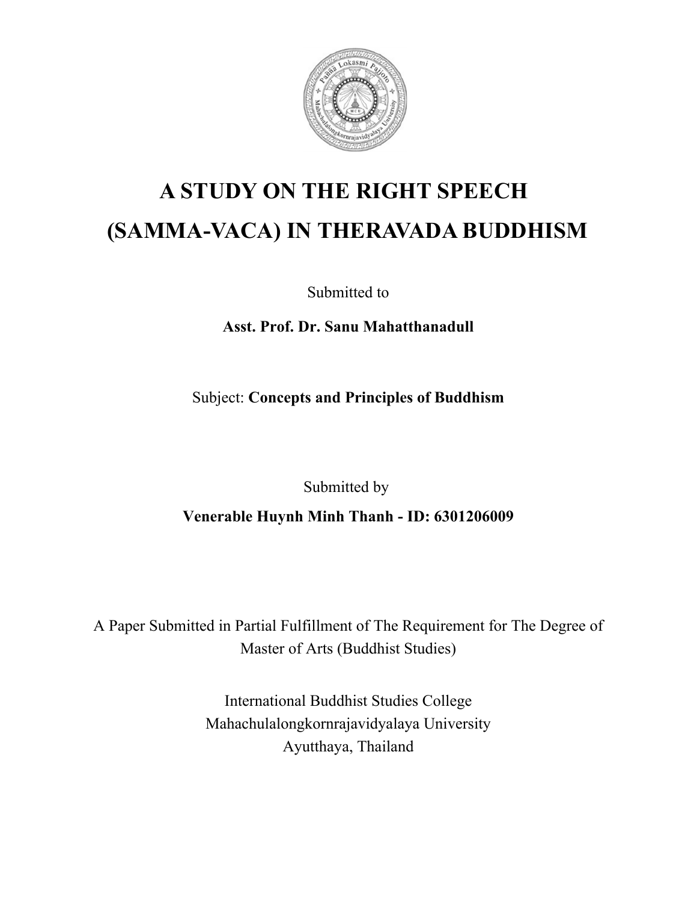# A STUDY ON THE RIGHT SPEECH (SAMMA-VACA) IN THERAVADA BUDDHISM

Submitted to

**Asst. Prof. Dr. Sanu Mahatthanadull**

Subject: **Concepts and Principles of Buddhism**

Submitted by

**Venerable Huynh Minh Thanh - ID: 6301206009**

A Paper Submitted in Partial Fulfillment of The Requirement for The Degree of Master of Arts (Buddhist Studies)

International Buddhist Studies College
Mahachulalongkornrajavidyalaya University
Ayutthaya, Thailand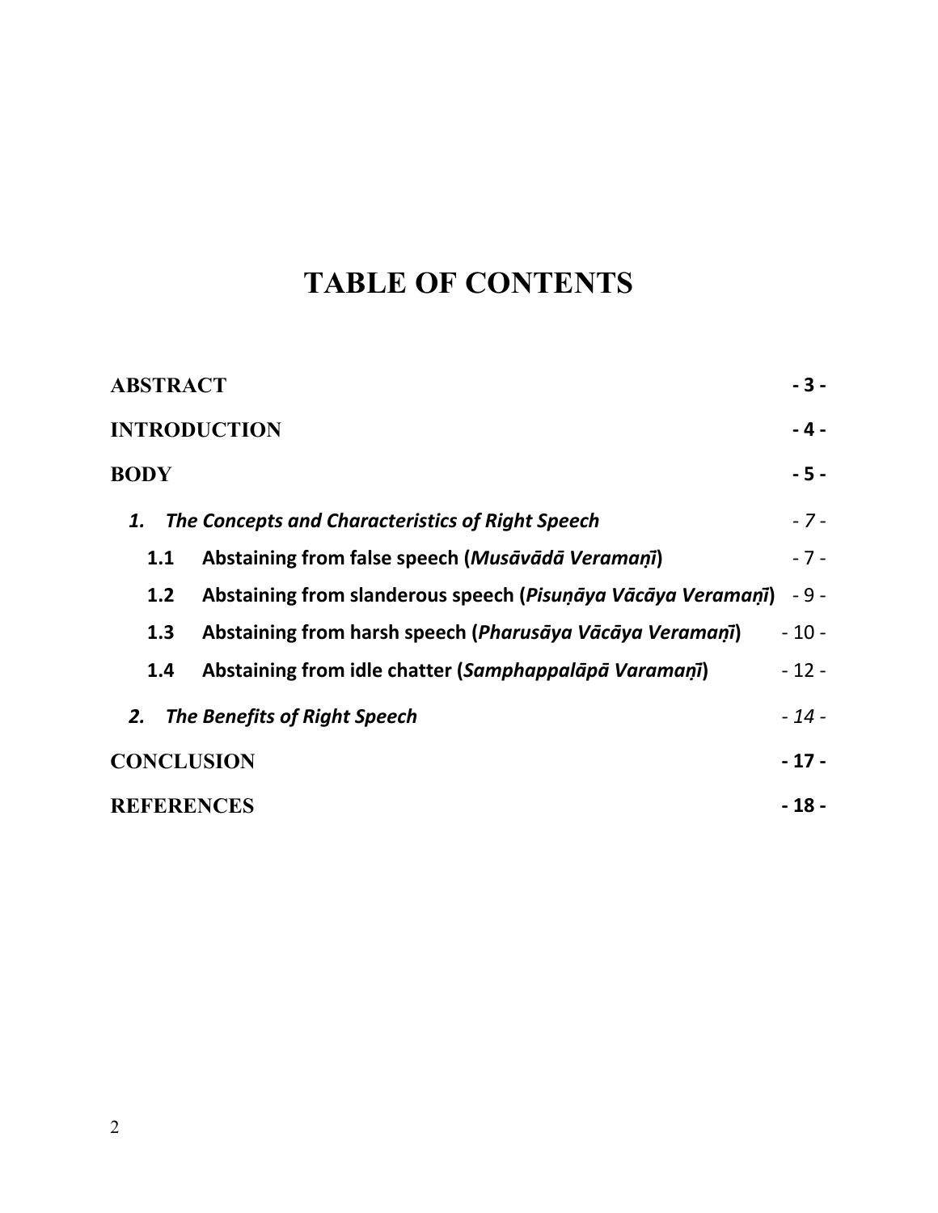# TABLE OF CONTENTS

| | |
|---|---|
| **ABSTRACT** | **- 3 -** |
| **INTRODUCTION** | **- 4 -** |
| **BODY** | **- 5 -** |
| ***1. The Concepts and Characteristics of Right Speech*** | *- 7 -* |
| **1.1 Abstaining from false speech (*Musāvādā Veramaṇī*)** | - 7 - |
| **1.2 Abstaining from slanderous speech (*Pisuṇāya Vācāya Veramaṇī*)** | - 9 - |
| **1.3 Abstaining from harsh speech (*Pharusāya Vācāya Veramaṇī*)** | - 10 - |
| **1.4 Abstaining from idle chatter (*Samphappalāpā Varamaṇī*)** | - 12 - |
| ***2. The Benefits of Right Speech*** | *- 14 -* |
| **CONCLUSION** | **- 17 -** |
| **REFERENCES** | **- 18 -** |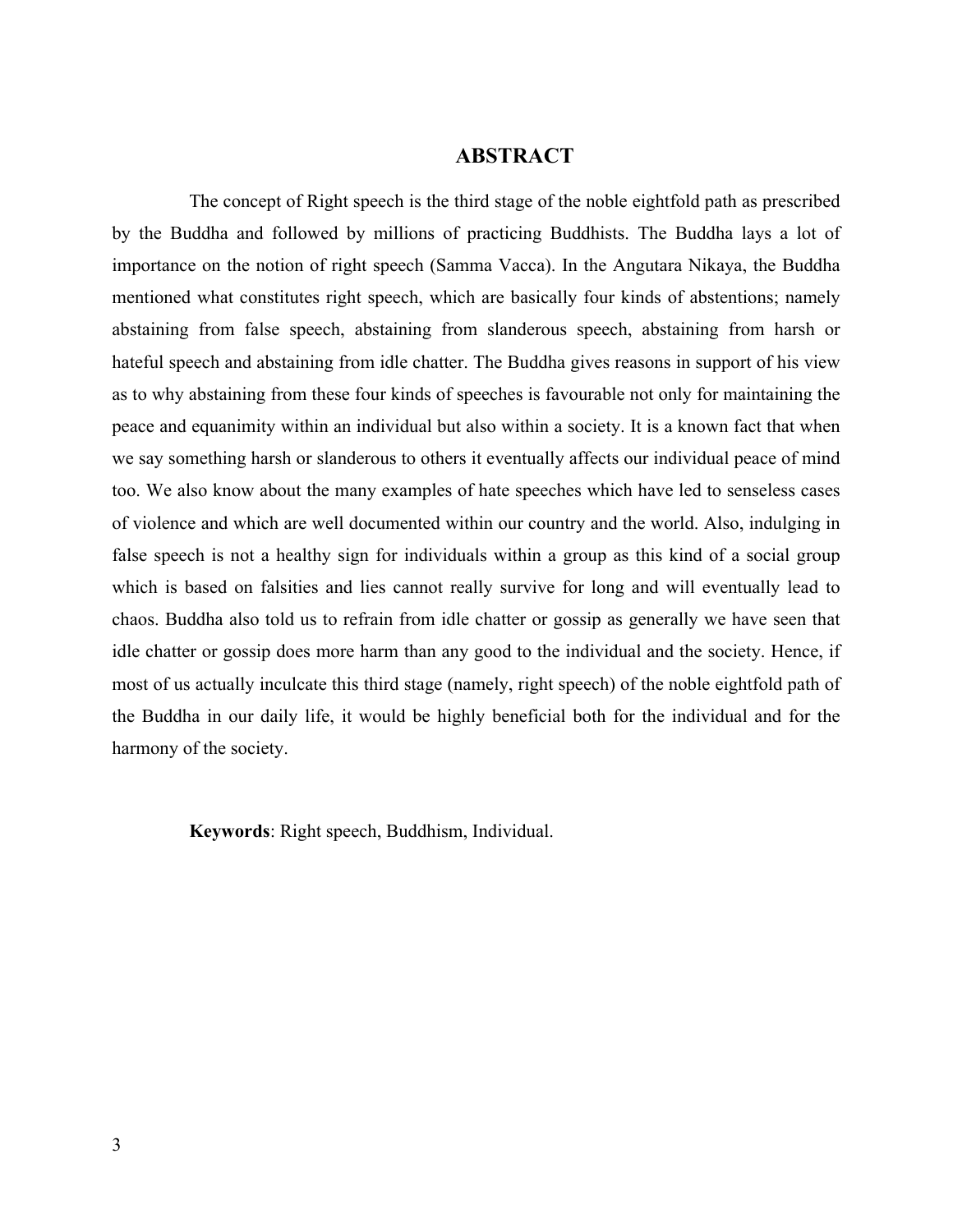# ABSTRACT

The concept of Right speech is the third stage of the noble eightfold path as prescribed by the Buddha and followed by millions of practicing Buddhists. The Buddha lays a lot of importance on the notion of right speech (Samma Vacca). In the Angutara Nikaya, the Buddha mentioned what constitutes right speech, which are basically four kinds of abstentions; namely abstaining from false speech, abstaining from slanderous speech, abstaining from harsh or hateful speech and abstaining from idle chatter. The Buddha gives reasons in support of his view as to why abstaining from these four kinds of speeches is favourable not only for maintaining the peace and equanimity within an individual but also within a society. It is a known fact that when we say something harsh or slanderous to others it eventually affects our individual peace of mind too. We also know about the many examples of hate speeches which have led to senseless cases of violence and which are well documented within our country and the world. Also, indulging in false speech is not a healthy sign for individuals within a group as this kind of a social group which is based on falsities and lies cannot really survive for long and will eventually lead to chaos. Buddha also told us to refrain from idle chatter or gossip as generally we have seen that idle chatter or gossip does more harm than any good to the individual and the society. Hence, if most of us actually inculcate this third stage (namely, right speech) of the noble eightfold path of the Buddha in our daily life, it would be highly beneficial both for the individual and for the harmony of the society.

**Keywords**: Right speech, Buddhism, Individual.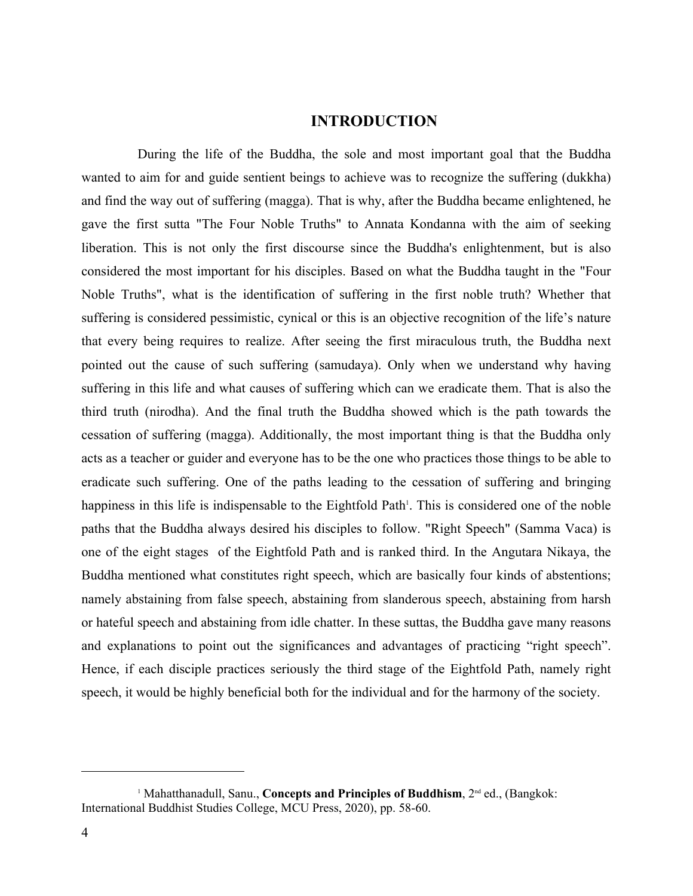# INTRODUCTION

During the life of the Buddha, the sole and most important goal that the Buddha wanted to aim for and guide sentient beings to achieve was to recognize the suffering (dukkha) and find the way out of suffering (magga). That is why, after the Buddha became enlightened, he gave the first sutta "The Four Noble Truths" to Annata Kondanna with the aim of seeking liberation. This is not only the first discourse since the Buddha's enlightenment, but is also considered the most important for his disciples. Based on what the Buddha taught in the "Four Noble Truths", what is the identification of suffering in the first noble truth? Whether that suffering is considered pessimistic, cynical or this is an objective recognition of the life's nature that every being requires to realize. After seeing the first miraculous truth, the Buddha next pointed out the cause of such suffering (samudaya). Only when we understand why having suffering in this life and what causes of suffering which can we eradicate them. That is also the third truth (nirodha). And the final truth the Buddha showed which is the path towards the cessation of suffering (magga). Additionally, the most important thing is that the Buddha only acts as a teacher or guider and everyone has to be the one who practices those things to be able to eradicate such suffering. One of the paths leading to the cessation of suffering and bringing happiness in this life is indispensable to the Eightfold Path[1]. This is considered one of the noble paths that the Buddha always desired his disciples to follow. "Right Speech" (Samma Vaca) is one of the eight stages of the Eightfold Path and is ranked third. In the Angutara Nikaya, the Buddha mentioned what constitutes right speech, which are basically four kinds of abstentions; namely abstaining from false speech, abstaining from slanderous speech, abstaining from harsh or hateful speech and abstaining from idle chatter. In these suttas, the Buddha gave many reasons and explanations to point out the significances and advantages of practicing "right speech". Hence, if each disciple practices seriously the third stage of the Eightfold Path, namely right speech, it would be highly beneficial both for the individual and for the harmony of the society.

---

[1] Mahatthanadull, Sanu., **Concepts and Principles of Buddhism**, 2nd ed., (Bangkok: International Buddhist Studies College, MCU Press, 2020), pp. 58-60.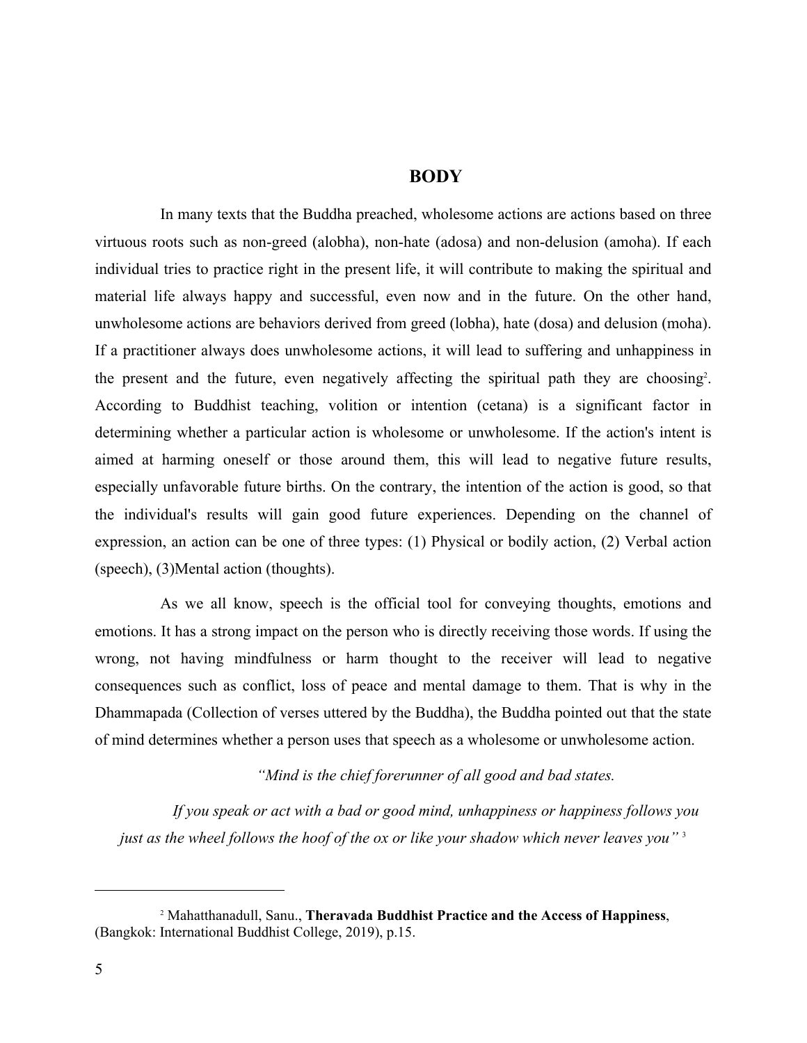# BODY

In many texts that the Buddha preached, wholesome actions are actions based on three virtuous roots such as non-greed (alobha), non-hate (adosa) and non-delusion (amoha). If each individual tries to practice right in the present life, it will contribute to making the spiritual and material life always happy and successful, even now and in the future. On the other hand, unwholesome actions are behaviors derived from greed (lobha), hate (dosa) and delusion (moha). If a practitioner always does unwholesome actions, it will lead to suffering and unhappiness in the present and the future, even negatively affecting the spiritual path they are choosing[2]. According to Buddhist teaching, volition or intention (cetana) is a significant factor in determining whether a particular action is wholesome or unwholesome. If the action's intent is aimed at harming oneself or those around them, this will lead to negative future results, especially unfavorable future births. On the contrary, the intention of the action is good, so that the individual's results will gain good future experiences. Depending on the channel of expression, an action can be one of three types: (1) Physical or bodily action, (2) Verbal action (speech), (3)Mental action (thoughts).

As we all know, speech is the official tool for conveying thoughts, emotions and emotions. It has a strong impact on the person who is directly receiving those words. If using the wrong, not having mindfulness or harm thought to the receiver will lead to negative consequences such as conflict, loss of peace and mental damage to them. That is why in the Dhammapada (Collection of verses uttered by the Buddha), the Buddha pointed out that the state of mind determines whether a person uses that speech as a wholesome or unwholesome action.

*"Mind is the chief forerunner of all good and bad states.*

*If you speak or act with a bad or good mind, unhappiness or happiness follows you just as the wheel follows the hoof of the ox or like your shadow which never leaves you"* [3]

---

[2] Mahatthanadull, Sanu., **Theravada Buddhist Practice and the Access of Happiness**, (Bangkok: International Buddhist College, 2019), p.15.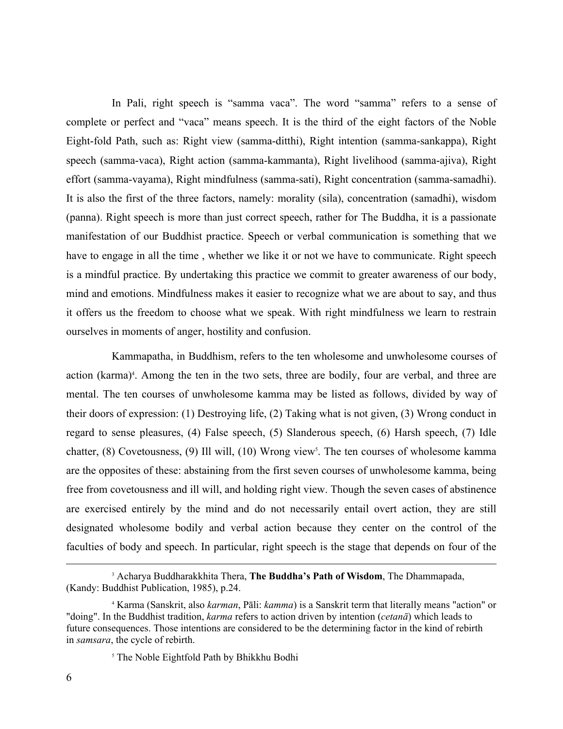In Pali, right speech is "samma vaca". The word "samma" refers to a sense of complete or perfect and "vaca" means speech. It is the third of the eight factors of the Noble Eight-fold Path, such as: Right view (samma-ditthi), Right intention (samma-sankappa), Right speech (samma-vaca), Right action (samma-kammanta), Right livelihood (samma-ajiva), Right effort (samma-vayama), Right mindfulness (samma-sati), Right concentration (samma-samadhi). It is also the first of the three factors, namely: morality (sila), concentration (samadhi), wisdom (panna). Right speech is more than just correct speech, rather for The Buddha, it is a passionate manifestation of our Buddhist practice. Speech or verbal communication is something that we have to engage in all the time , whether we like it or not we have to communicate. Right speech is a mindful practice. By undertaking this practice we commit to greater awareness of our body, mind and emotions. Mindfulness makes it easier to recognize what we are about to say, and thus it offers us the freedom to choose what we speak. With right mindfulness we learn to restrain ourselves in moments of anger, hostility and confusion.

Kammapatha, in Buddhism, refers to the ten wholesome and unwholesome courses of action (karma)[4]. Among the ten in the two sets, three are bodily, four are verbal, and three are mental. The ten courses of unwholesome kamma may be listed as follows, divided by way of their doors of expression: (1) Destroying life, (2) Taking what is not given, (3) Wrong conduct in regard to sense pleasures, (4) False speech, (5) Slanderous speech, (6) Harsh speech, (7) Idle chatter, (8) Covetousness, (9) Ill will, (10) Wrong view[5]. The ten courses of wholesome kamma are the opposites of these: abstaining from the first seven courses of unwholesome kamma, being free from covetousness and ill will, and holding right view. Though the seven cases of abstinence are exercised entirely by the mind and do not necessarily entail overt action, they are still designated wholesome bodily and verbal action because they center on the control of the faculties of body and speech. In particular, right speech is the stage that depends on four of the

---

[3] Acharya Buddharakkhita Thera, **The Buddha's Path of Wisdom**, The Dhammapada, (Kandy: Buddhist Publication, 1985), p.24.

[4] Karma (Sanskrit, also *karman*, Pāli: *kamma*) is a Sanskrit term that literally means "action" or "doing". In the Buddhist tradition, *karma* refers to action driven by intention (*cetanā*) which leads to future consequences. Those intentions are considered to be the determining factor in the kind of rebirth in *samsara*, the cycle of rebirth.

[5] The Noble Eightfold Path by Bhikkhu Bodhi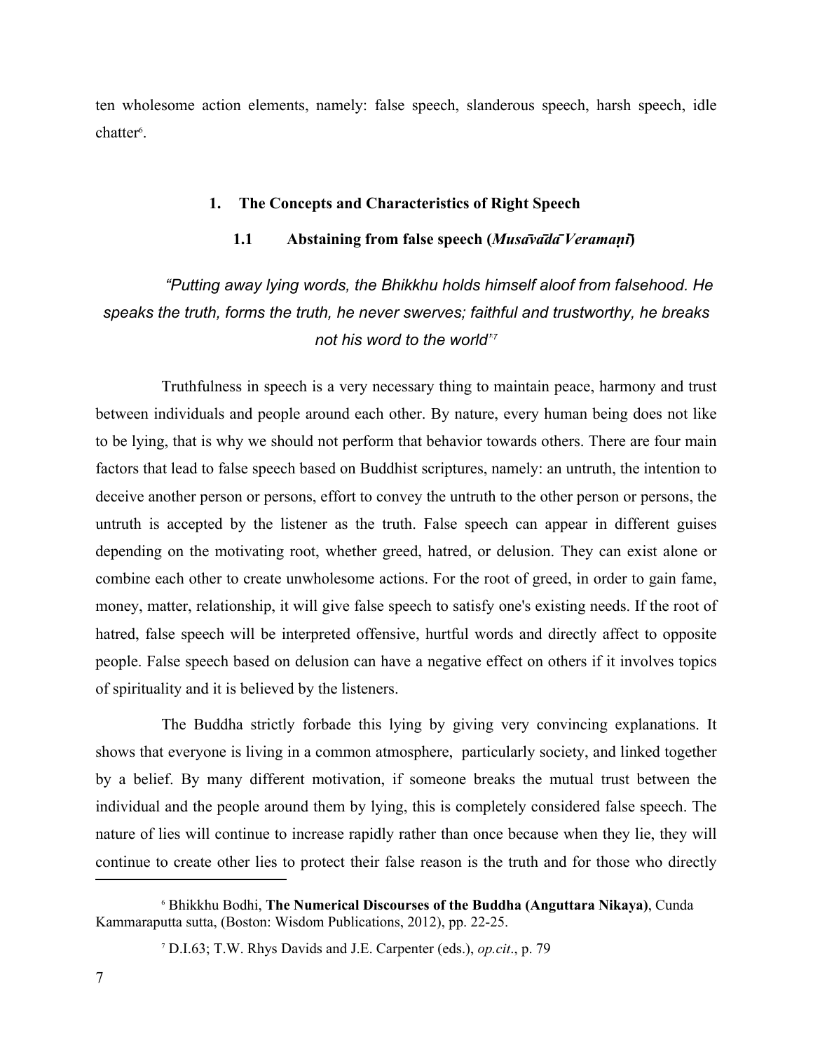ten wholesome action elements, namely: false speech, slanderous speech, harsh speech, idle chatter[6].

## 1. The Concepts and Characteristics of Right Speech

### 1.1 Abstaining from false speech (*Musāvādā Veramaṇī*)

*"Putting away lying words, the Bhikkhu holds himself aloof from falsehood. He speaks the truth, forms the truth, he never swerves; faithful and trustworthy, he breaks not his word to the world"*[7]

Truthfulness in speech is a very necessary thing to maintain peace, harmony and trust between individuals and people around each other. By nature, every human being does not like to be lying, that is why we should not perform that behavior towards others. There are four main factors that lead to false speech based on Buddhist scriptures, namely: an untruth, the intention to deceive another person or persons, effort to convey the untruth to the other person or persons, the untruth is accepted by the listener as the truth. False speech can appear in different guises depending on the motivating root, whether greed, hatred, or delusion. They can exist alone or combine each other to create unwholesome actions. For the root of greed, in order to gain fame, money, matter, relationship, it will give false speech to satisfy one's existing needs. If the root of hatred, false speech will be interpreted offensive, hurtful words and directly affect to opposite people. False speech based on delusion can have a negative effect on others if it involves topics of spirituality and it is believed by the listeners.

The Buddha strictly forbade this lying by giving very convincing explanations. It shows that everyone is living in a common atmosphere, particularly society, and linked together by a belief. By many different motivation, if someone breaks the mutual trust between the individual and the people around them by lying, this is completely considered false speech. The nature of lies will continue to increase rapidly rather than once because when they lie, they will continue to create other lies to protect their false reason is the truth and for those who directly

---

[6] Bhikkhu Bodhi, **The Numerical Discourses of the Buddha (Anguttara Nikaya)**, Cunda Kammaraputta sutta, (Boston: Wisdom Publications, 2012), pp. 22-25.

[7] D.I.63; T.W. Rhys Davids and J.E. Carpenter (eds.), *op.cit*., p. 79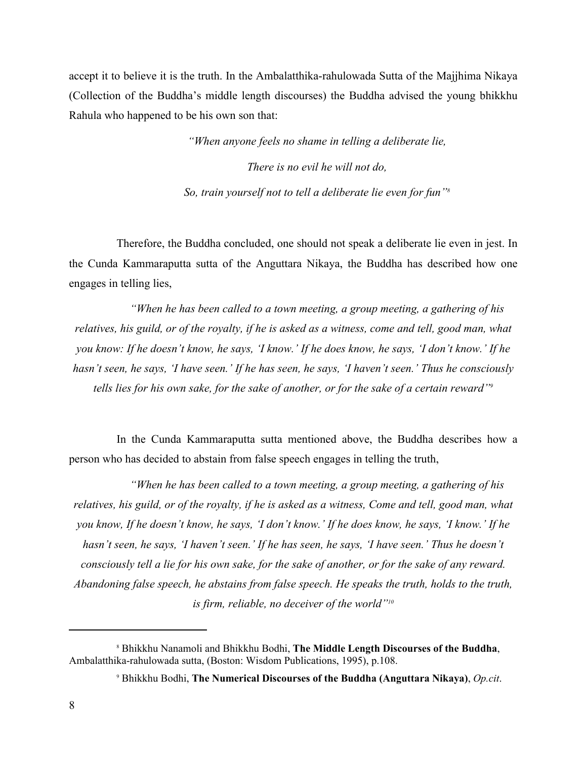accept it to believe it is the truth. In the Ambalatthika-rahulowada Sutta of the Majjhima Nikaya (Collection of the Buddha's middle length discourses) the Buddha advised the young bhikkhu Rahula who happened to be his own son that:

> *"When anyone feels no shame in telling a deliberate lie,*
>
> *There is no evil he will not do,*
>
> *So, train yourself not to tell a deliberate lie even for fun"*[8]

Therefore, the Buddha concluded, one should not speak a deliberate lie even in jest. In the Cunda Kammaraputta sutta of the Anguttara Nikaya, the Buddha has described how one engages in telling lies,

> *"When he has been called to a town meeting, a group meeting, a gathering of his relatives, his guild, or of the royalty, if he is asked as a witness, come and tell, good man, what you know: If he doesn't know, he says, 'I know.' If he does know, he says, 'I don't know.' If he hasn't seen, he says, 'I have seen.' If he has seen, he says, 'I haven't seen.' Thus he consciously tells lies for his own sake, for the sake of another, or for the sake of a certain reward"*[9]

In the Cunda Kammaraputta sutta mentioned above, the Buddha describes how a person who has decided to abstain from false speech engages in telling the truth,

> *"When he has been called to a town meeting, a group meeting, a gathering of his relatives, his guild, or of the royalty, if he is asked as a witness, Come and tell, good man, what you know, If he doesn't know, he says, 'I don't know.' If he does know, he says, 'I know.' If he hasn't seen, he says, 'I haven't seen.' If he has seen, he says, 'I have seen.' Thus he doesn't consciously tell a lie for his own sake, for the sake of another, or for the sake of any reward. Abandoning false speech, he abstains from false speech. He speaks the truth, holds to the truth, is firm, reliable, no deceiver of the world"*[10]

---

[8] Bhikkhu Nanamoli and Bhikkhu Bodhi, **The Middle Length Discourses of the Buddha**, Ambalatthika-rahulowada sutta, (Boston: Wisdom Publications, 1995), p.108.

[9] Bhikkhu Bodhi, **The Numerical Discourses of the Buddha (Anguttara Nikaya)**, *Op.cit*.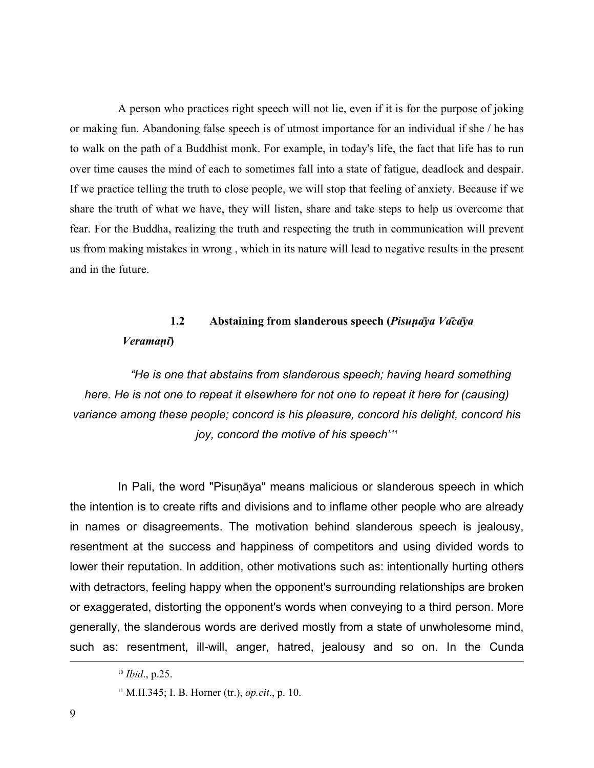A person who practices right speech will not lie, even if it is for the purpose of joking or making fun. Abandoning false speech is of utmost importance for an individual if she / he has to walk on the path of a Buddhist monk. For example, in today's life, the fact that life has to run over time causes the mind of each to sometimes fall into a state of fatigue, deadlock and despair. If we practice telling the truth to close people, we will stop that feeling of anxiety. Because if we share the truth of what we have, they will listen, share and take steps to help us overcome that fear. For the Buddha, realizing the truth and respecting the truth in communication will prevent us from making mistakes in wrong , which in its nature will lead to negative results in the present and in the future.

### 1.2 Abstaining from slanderous speech (*Pisuṇāya Vācāya Veramaṇī*)

*"He is one that abstains from slanderous speech; having heard something here. He is not one to repeat it elsewhere for not one to repeat it here for (causing) variance among these people; concord is his pleasure, concord his delight, concord his joy, concord the motive of his speech"*[11]

In Pali, the word "Pisuṇāya" means malicious or slanderous speech in which the intention is to create rifts and divisions and to inflame other people who are already in names or disagreements. The motivation behind slanderous speech is jealousy, resentment at the success and happiness of competitors and using divided words to lower their reputation. In addition, other motivations such as: intentionally hurting others with detractors, feeling happy when the opponent's surrounding relationships are broken or exaggerated, distorting the opponent's words when conveying to a third person. More generally, the slanderous words are derived mostly from a state of unwholesome mind, such as: resentment, ill-will, anger, hatred, jealousy and so on. In the Cunda

---

[10] *Ibid*., p.25.

[11] M.II.345; I. B. Horner (tr.), *op.cit*., p. 10.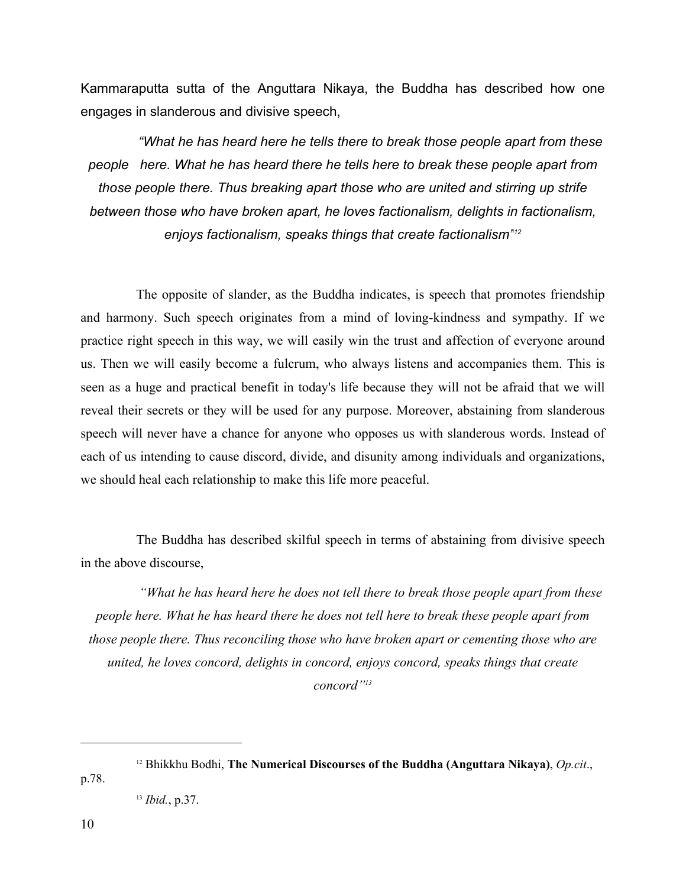Kammaraputta sutta of the Anguttara Nikaya, the Buddha has described how one engages in slanderous and divisive speech,

> *"What he has heard here he tells there to break those people apart from these people here. What he has heard there he tells here to break these people apart from those people there. Thus breaking apart those who are united and stirring up strife between those who have broken apart, he loves factionalism, delights in factionalism, enjoys factionalism, speaks things that create factionalism"*[12]

The opposite of slander, as the Buddha indicates, is speech that promotes friendship and harmony. Such speech originates from a mind of loving-kindness and sympathy. If we practice right speech in this way, we will easily win the trust and affection of everyone around us. Then we will easily become a fulcrum, who always listens and accompanies them. This is seen as a huge and practical benefit in today's life because they will not be afraid that we will reveal their secrets or they will be used for any purpose. Moreover, abstaining from slanderous speech will never have a chance for anyone who opposes us with slanderous words. Instead of each of us intending to cause discord, divide, and disunity among individuals and organizations, we should heal each relationship to make this life more peaceful.

The Buddha has described skilful speech in terms of abstaining from divisive speech in the above discourse,

> *"What he has heard here he does not tell there to break those people apart from these people here. What he has heard there he does not tell here to break these people apart from those people there. Thus reconciling those who have broken apart or cementing those who are united, he loves concord, delights in concord, enjoys concord, speaks things that create concord"*[13]

---

[12] Bhikkhu Bodhi, **The Numerical Discourses of the Buddha (Anguttara Nikaya)**, *Op.cit*., p.78.

[13] *Ibid.*, p.37.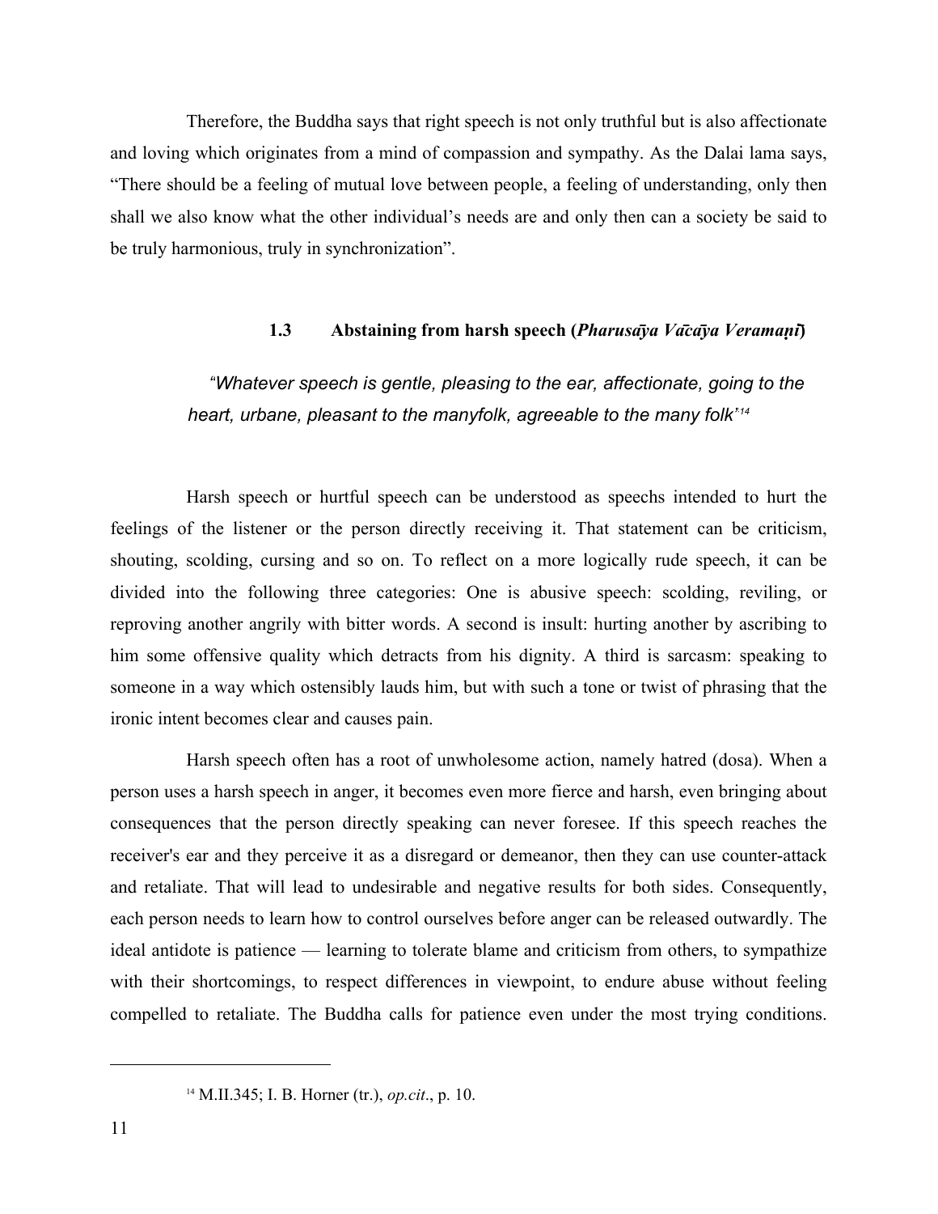Therefore, the Buddha says that right speech is not only truthful but is also affectionate and loving which originates from a mind of compassion and sympathy. As the Dalai lama says, "There should be a feeling of mutual love between people, a feeling of understanding, only then shall we also know what the other individual's needs are and only then can a society be said to be truly harmonious, truly in synchronization".

### 1.3 Abstaining from harsh speech (*Pharusāya Vācāya Veramaṇī*)

> *"Whatever speech is gentle, pleasing to the ear, affectionate, going to the heart, urbane, pleasant to the manyfolk, agreeable to the many folk'*[14]

Harsh speech or hurtful speech can be understood as speechs intended to hurt the feelings of the listener or the person directly receiving it. That statement can be criticism, shouting, scolding, cursing and so on. To reflect on a more logically rude speech, it can be divided into the following three categories: One is abusive speech: scolding, reviling, or reproving another angrily with bitter words. A second is insult: hurting another by ascribing to him some offensive quality which detracts from his dignity. A third is sarcasm: speaking to someone in a way which ostensibly lauds him, but with such a tone or twist of phrasing that the ironic intent becomes clear and causes pain.

Harsh speech often has a root of unwholesome action, namely hatred (dosa). When a person uses a harsh speech in anger, it becomes even more fierce and harsh, even bringing about consequences that the person directly speaking can never foresee. If this speech reaches the receiver's ear and they perceive it as a disregard or demeanor, then they can use counter-attack and retaliate. That will lead to undesirable and negative results for both sides. Consequently, each person needs to learn how to control ourselves before anger can be released outwardly. The ideal antidote is patience — learning to tolerate blame and criticism from others, to sympathize with their shortcomings, to respect differences in viewpoint, to endure abuse without feeling compelled to retaliate. The Buddha calls for patience even under the most trying conditions.

---

[14] M.II.345; I. B. Horner (tr.), *op.cit*., p. 10.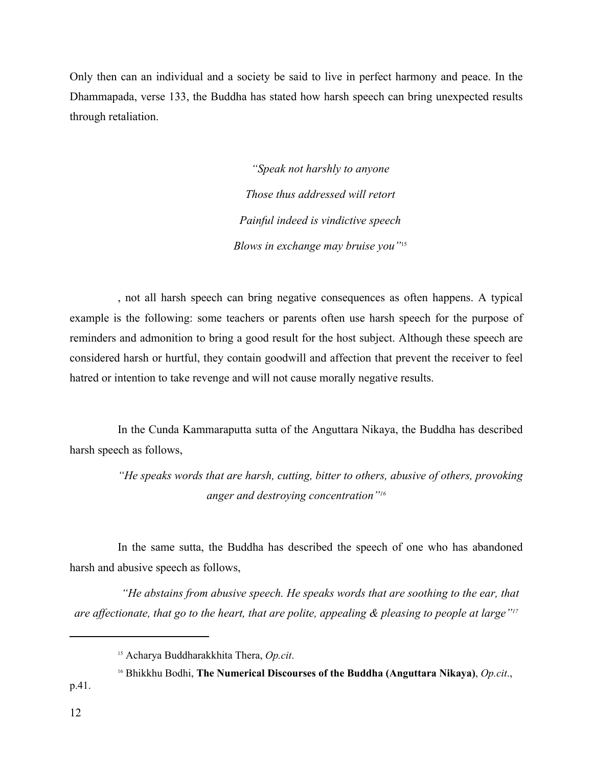Only then can an individual and a society be said to live in perfect harmony and peace. In the Dhammapada, verse 133, the Buddha has stated how harsh speech can bring unexpected results through retaliation.

> *"Speak not harshly to anyone*
>
> *Those thus addressed will retort*
>
> *Painful indeed is vindictive speech*
>
> *Blows in exchange may bruise you"*[15]

, not all harsh speech can bring negative consequences as often happens. A typical example is the following: some teachers or parents often use harsh speech for the purpose of reminders and admonition to bring a good result for the host subject. Although these speech are considered harsh or hurtful, they contain goodwill and affection that prevent the receiver to feel hatred or intention to take revenge and will not cause morally negative results.

In the Cunda Kammaraputta sutta of the Anguttara Nikaya, the Buddha has described harsh speech as follows,

> *"He speaks words that are harsh, cutting, bitter to others, abusive of others, provoking anger and destroying concentration"*[16]

In the same sutta, the Buddha has described the speech of one who has abandoned harsh and abusive speech as follows,

> *"He abstains from abusive speech. He speaks words that are soothing to the ear, that are affectionate, that go to the heart, that are polite, appealing & pleasing to people at large"*[17]

---

[15] Acharya Buddharakkhita Thera, *Op.cit*.

[16] Bhikkhu Bodhi, **The Numerical Discourses of the Buddha (Anguttara Nikaya)**, *Op.cit*., p.41.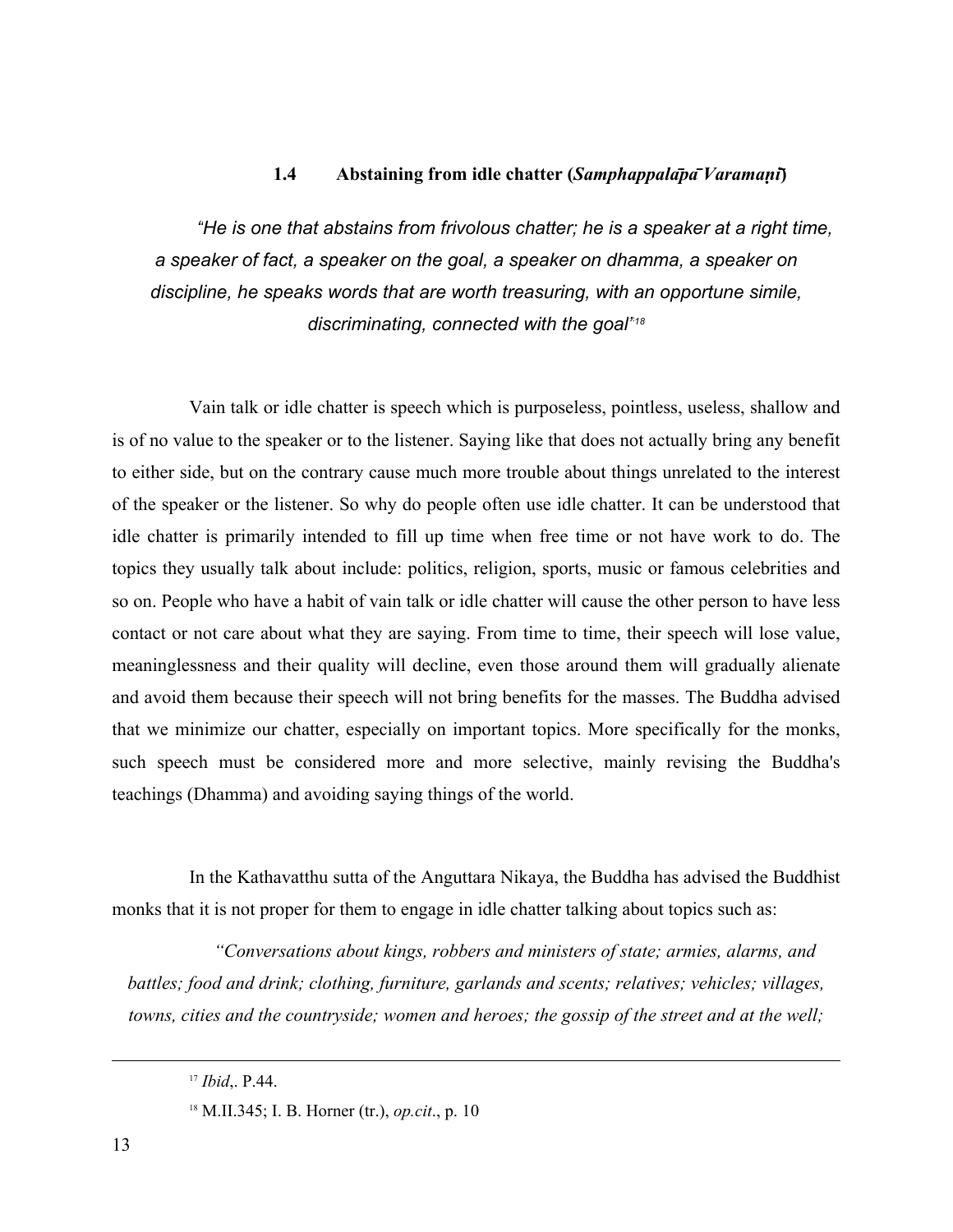### 1.4 Abstaining from idle chatter (*Samphappalāpā Varamaṇī*)

*"He is one that abstains from frivolous chatter; he is a speaker at a right time, a speaker of fact, a speaker on the goal, a speaker on dhamma, a speaker on discipline, he speaks words that are worth treasuring, with an opportune simile, discriminating, connected with the goal"*[18]

Vain talk or idle chatter is speech which is purposeless, pointless, useless, shallow and is of no value to the speaker or to the listener. Saying like that does not actually bring any benefit to either side, but on the contrary cause much more trouble about things unrelated to the interest of the speaker or the listener. So why do people often use idle chatter. It can be understood that idle chatter is primarily intended to fill up time when free time or not have work to do. The topics they usually talk about include: politics, religion, sports, music or famous celebrities and so on. People who have a habit of vain talk or idle chatter will cause the other person to have less contact or not care about what they are saying. From time to time, their speech will lose value, meaninglessness and their quality will decline, even those around them will gradually alienate and avoid them because their speech will not bring benefits for the masses. The Buddha advised that we minimize our chatter, especially on important topics. More specifically for the monks, such speech must be considered more and more selective, mainly revising the Buddha's teachings (Dhamma) and avoiding saying things of the world.

In the Kathavatthu sutta of the Anguttara Nikaya, the Buddha has advised the Buddhist monks that it is not proper for them to engage in idle chatter talking about topics such as:

*"Conversations about kings, robbers and ministers of state; armies, alarms, and battles; food and drink; clothing, furniture, garlands and scents; relatives; vehicles; villages, towns, cities and the countryside; women and heroes; the gossip of the street and at the well;*

---

[17] *Ibid*,. P.44.

[18] M.II.345; I. B. Horner (tr.), *op.cit*., p. 10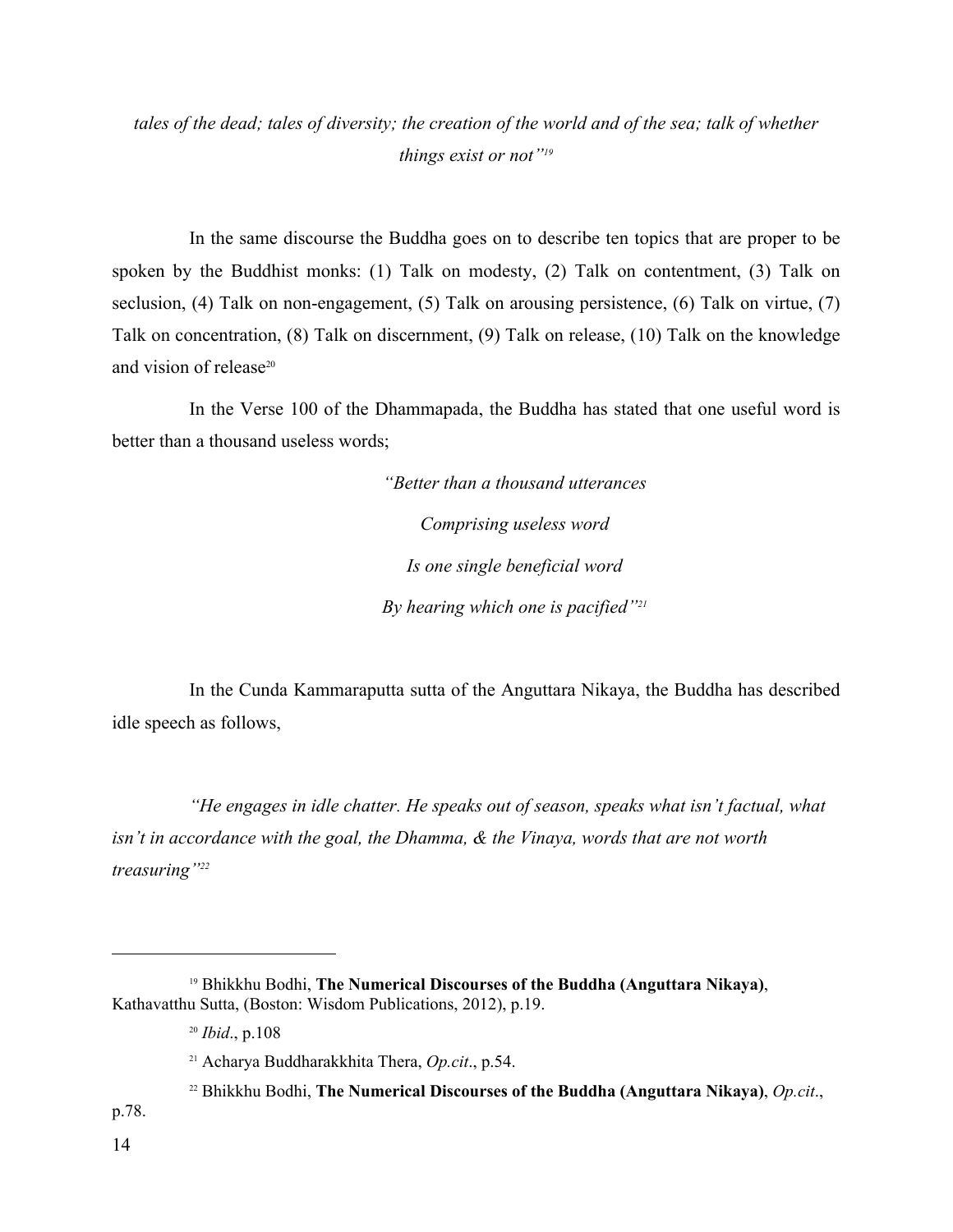*tales of the dead; tales of diversity; the creation of the world and of the sea; talk of whether things exist or not"*[19]

In the same discourse the Buddha goes on to describe ten topics that are proper to be spoken by the Buddhist monks: (1) Talk on modesty, (2) Talk on contentment, (3) Talk on seclusion, (4) Talk on non-engagement, (5) Talk on arousing persistence, (6) Talk on virtue, (7) Talk on concentration, (8) Talk on discernment, (9) Talk on release, (10) Talk on the knowledge and vision of release[20]

In the Verse 100 of the Dhammapada, the Buddha has stated that one useful word is better than a thousand useless words;

*"Better than a thousand utterances*

*Comprising useless word*

*Is one single beneficial word*

*By hearing which one is pacified"*[21]

In the Cunda Kammaraputta sutta of the Anguttara Nikaya, the Buddha has described idle speech as follows,

*"He engages in idle chatter. He speaks out of season, speaks what isn't factual, what isn't in accordance with the goal, the Dhamma, & the Vinaya, words that are not worth treasuring"*[22]

---

[19] Bhikkhu Bodhi, **The Numerical Discourses of the Buddha (Anguttara Nikaya)**, Kathavatthu Sutta, (Boston: Wisdom Publications, 2012), p.19.

[20] *Ibid*., p.108

[21] Acharya Buddharakkhita Thera, *Op.cit*., p.54.

[22] Bhikkhu Bodhi, **The Numerical Discourses of the Buddha (Anguttara Nikaya)**, *Op.cit*., p.78.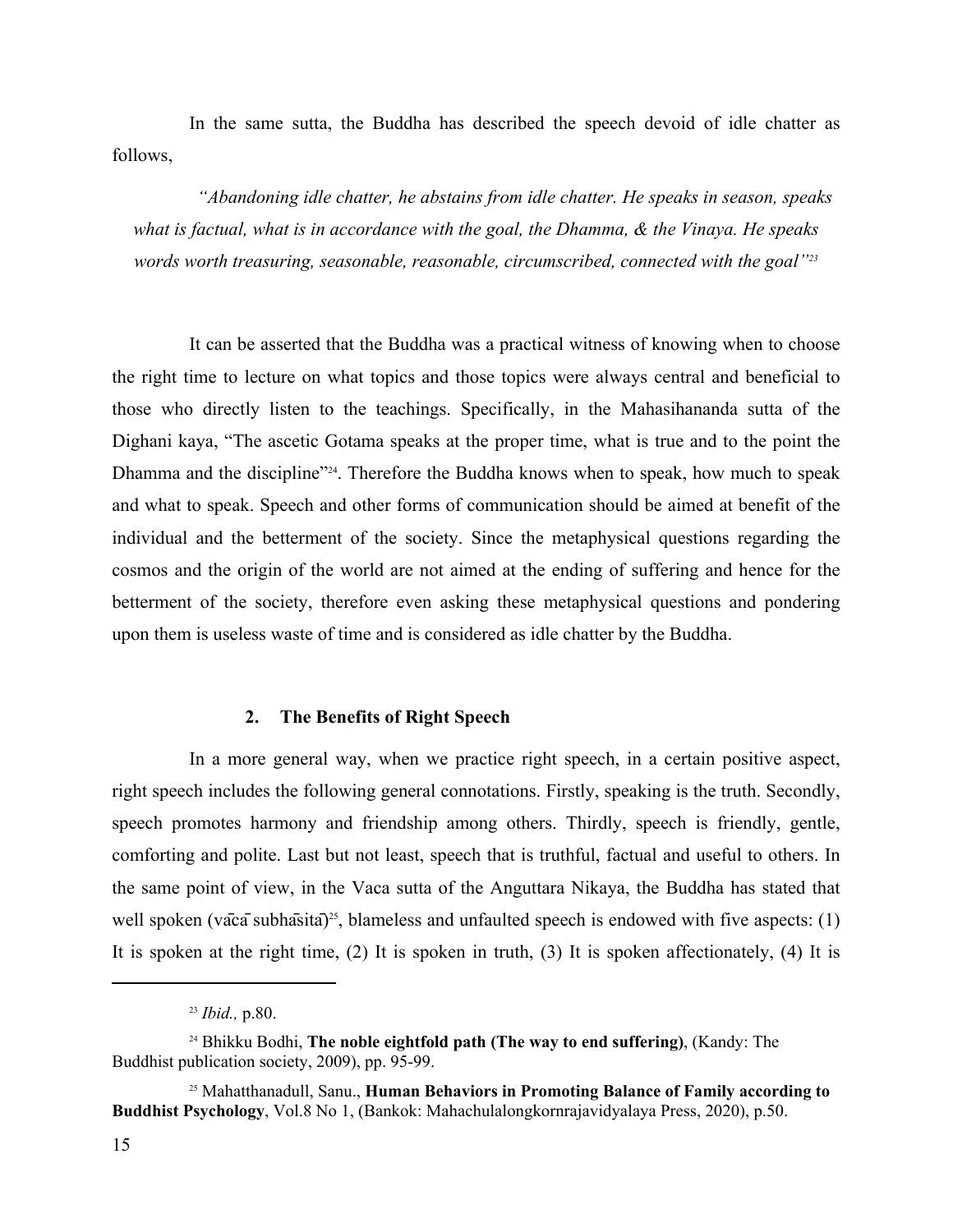In the same sutta, the Buddha has described the speech devoid of idle chatter as follows,

> *"Abandoning idle chatter, he abstains from idle chatter. He speaks in season, speaks what is factual, what is in accordance with the goal, the Dhamma, & the Vinaya. He speaks words worth treasuring, seasonable, reasonable, circumscribed, connected with the goal"*[23]

It can be asserted that the Buddha was a practical witness of knowing when to choose the right time to lecture on what topics and those topics were always central and beneficial to those who directly listen to the teachings. Specifically, in the Mahasihananda sutta of the Dighani kaya, "The ascetic Gotama speaks at the proper time, what is true and to the point the Dhamma and the discipline"[24]. Therefore the Buddha knows when to speak, how much to speak and what to speak. Speech and other forms of communication should be aimed at benefit of the individual and the betterment of the society. Since the metaphysical questions regarding the cosmos and the origin of the world are not aimed at the ending of suffering and hence for the betterment of the society, therefore even asking these metaphysical questions and pondering upon them is useless waste of time and is considered as idle chatter by the Buddha.

## 2. The Benefits of Right Speech

In a more general way, when we practice right speech, in a certain positive aspect, right speech includes the following general connotations. Firstly, speaking is the truth. Secondly, speech promotes harmony and friendship among others. Thirdly, speech is friendly, gentle, comforting and polite. Last but not least, speech that is truthful, factual and useful to others. In the same point of view, in the Vaca sutta of the Anguttara Nikaya, the Buddha has stated that well spoken (vācā subhāsitā)[25], blameless and unfaulted speech is endowed with five aspects: (1) It is spoken at the right time, (2) It is spoken in truth, (3) It is spoken affectionately, (4) It is

---

[23] *Ibid.,* p.80.

[24] Bhikku Bodhi, **The noble eightfold path (The way to end suffering)**, (Kandy: The Buddhist publication society, 2009), pp. 95-99.

[25] Mahatthanadull, Sanu., **Human Behaviors in Promoting Balance of Family according to Buddhist Psychology**, Vol.8 No 1, (Bankok: Mahachulalongkornrajavidyalaya Press, 2020), p.50.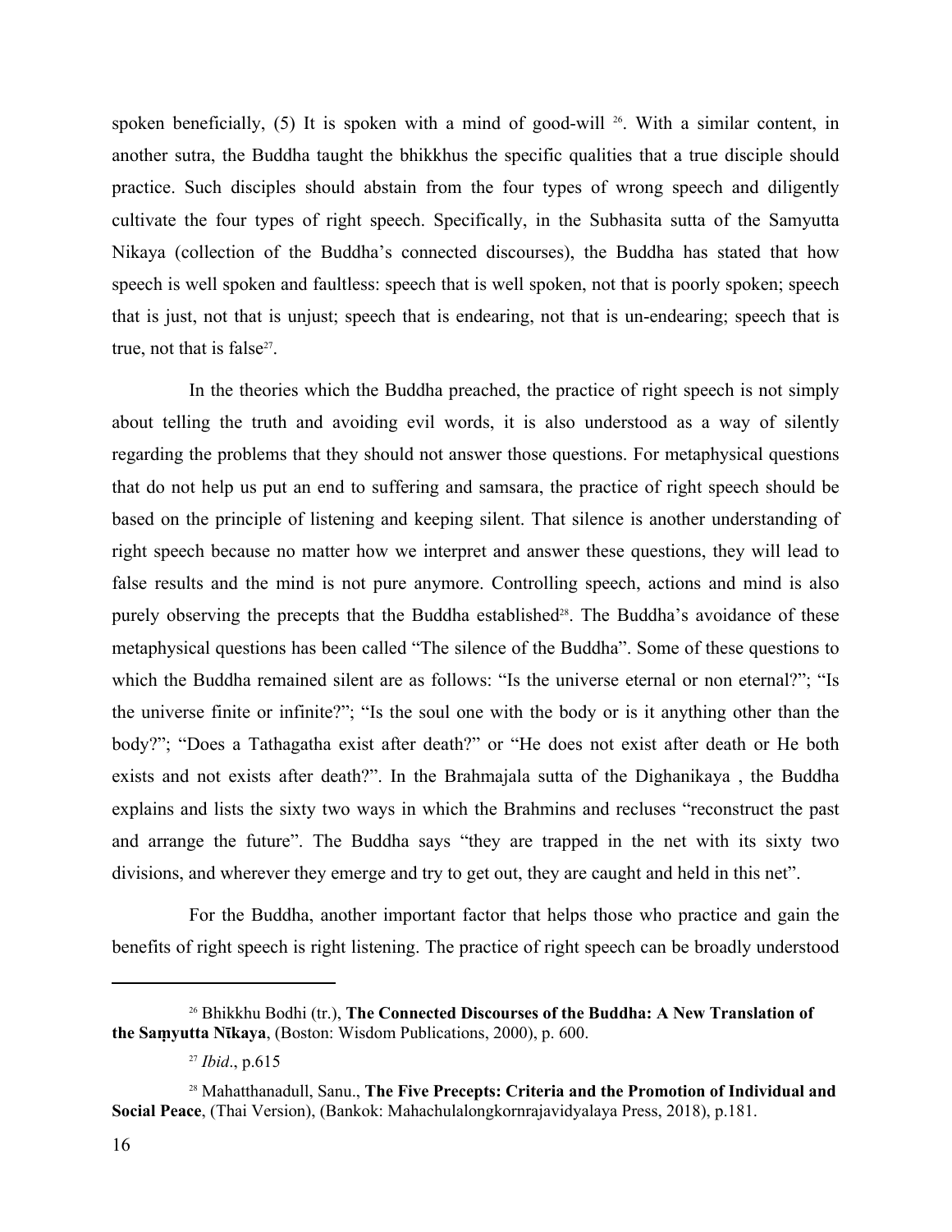spoken beneficially, (5) It is spoken with a mind of good-will [26]. With a similar content, in another sutra, the Buddha taught the bhikkhus the specific qualities that a true disciple should practice. Such disciples should abstain from the four types of wrong speech and diligently cultivate the four types of right speech. Specifically, in the Subhasita sutta of the Samyutta Nikaya (collection of the Buddha's connected discourses), the Buddha has stated that how speech is well spoken and faultless: speech that is well spoken, not that is poorly spoken; speech that is just, not that is unjust; speech that is endearing, not that is un-endearing; speech that is true, not that is false[27].

In the theories which the Buddha preached, the practice of right speech is not simply about telling the truth and avoiding evil words, it is also understood as a way of silently regarding the problems that they should not answer those questions. For metaphysical questions that do not help us put an end to suffering and samsara, the practice of right speech should be based on the principle of listening and keeping silent. That silence is another understanding of right speech because no matter how we interpret and answer these questions, they will lead to false results and the mind is not pure anymore. Controlling speech, actions and mind is also purely observing the precepts that the Buddha established[28]. The Buddha's avoidance of these metaphysical questions has been called "The silence of the Buddha". Some of these questions to which the Buddha remained silent are as follows: "Is the universe eternal or non eternal?"; "Is the universe finite or infinite?"; "Is the soul one with the body or is it anything other than the body?"; "Does a Tathagatha exist after death?" or "He does not exist after death or He both exists and not exists after death?". In the Brahmajala sutta of the Dighanikaya , the Buddha explains and lists the sixty two ways in which the Brahmins and recluses "reconstruct the past and arrange the future". The Buddha says "they are trapped in the net with its sixty two divisions, and wherever they emerge and try to get out, they are caught and held in this net".

For the Buddha, another important factor that helps those who practice and gain the benefits of right speech is right listening. The practice of right speech can be broadly understood

---

[26] Bhikkhu Bodhi (tr.), **The Connected Discourses of the Buddha: A New Translation of the Saṃyutta Nīkaya**, (Boston: Wisdom Publications, 2000), p. 600.

[27] *Ibid*., p.615

[28] Mahatthanadull, Sanu., **The Five Precepts: Criteria and the Promotion of Individual and Social Peace**, (Thai Version), (Bankok: Mahachulalongkornrajavidyalaya Press, 2018), p.181.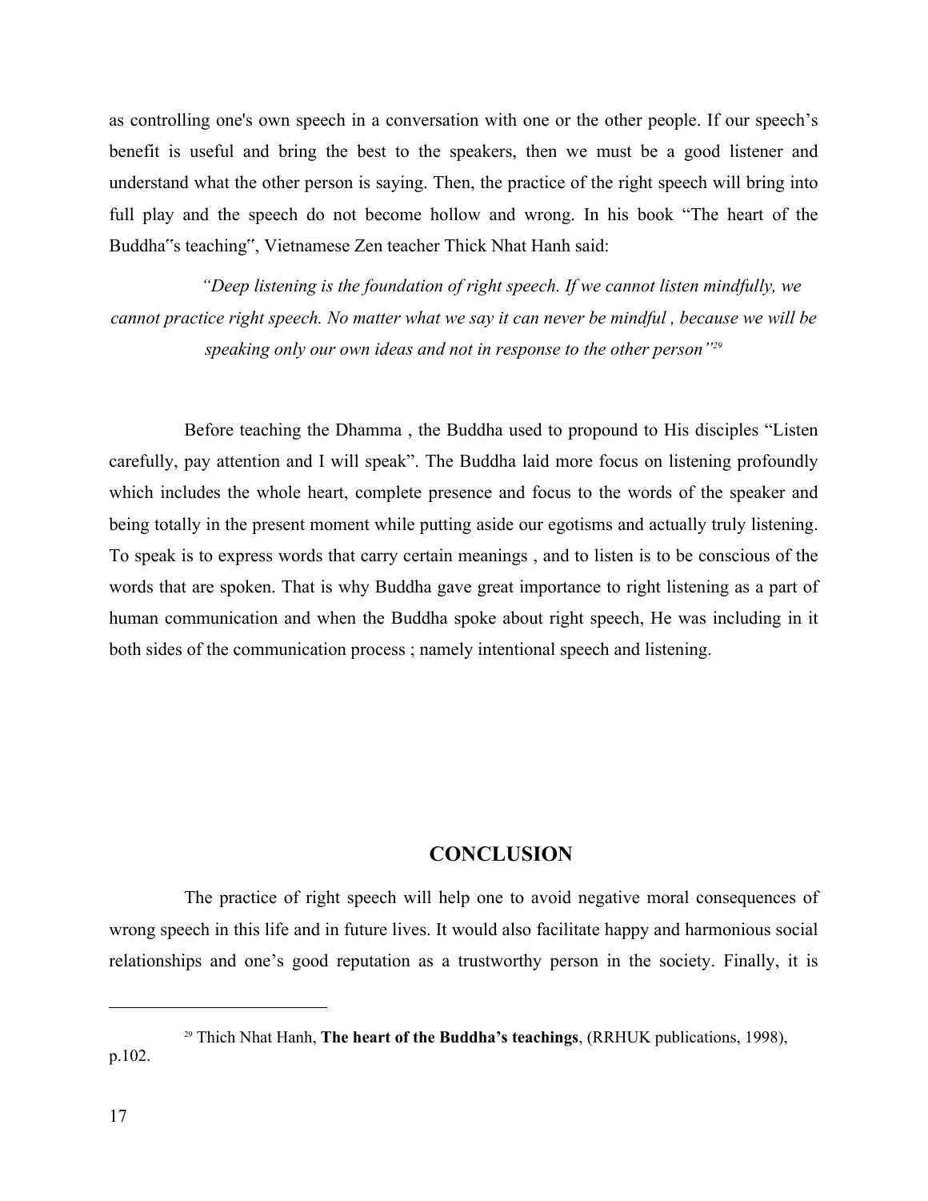as controlling one's own speech in a conversation with one or the other people. If our speech's benefit is useful and bring the best to the speakers, then we must be a good listener and understand what the other person is saying. Then, the practice of the right speech will bring into full play and the speech do not become hollow and wrong. In his book "The heart of the Buddha‟s teaching‟, Vietnamese Zen teacher Thick Nhat Hanh said:

> *"Deep listening is the foundation of right speech. If we cannot listen mindfully, we cannot practice right speech. No matter what we say it can never be mindful , because we will be speaking only our own ideas and not in response to the other person"*[29]

Before teaching the Dhamma , the Buddha used to propound to His disciples "Listen carefully, pay attention and I will speak". The Buddha laid more focus on listening profoundly which includes the whole heart, complete presence and focus to the words of the speaker and being totally in the present moment while putting aside our egotisms and actually truly listening. To speak is to express words that carry certain meanings , and to listen is to be conscious of the words that are spoken. That is why Buddha gave great importance to right listening as a part of human communication and when the Buddha spoke about right speech, He was including in it both sides of the communication process ; namely intentional speech and listening.

## CONCLUSION

The practice of right speech will help one to avoid negative moral consequences of wrong speech in this life and in future lives. It would also facilitate happy and harmonious social relationships and one's good reputation as a trustworthy person in the society. Finally, it is

---

[29] Thich Nhat Hanh, **The heart of the Buddha's teachings**, (RRHUK publications, 1998), p.102.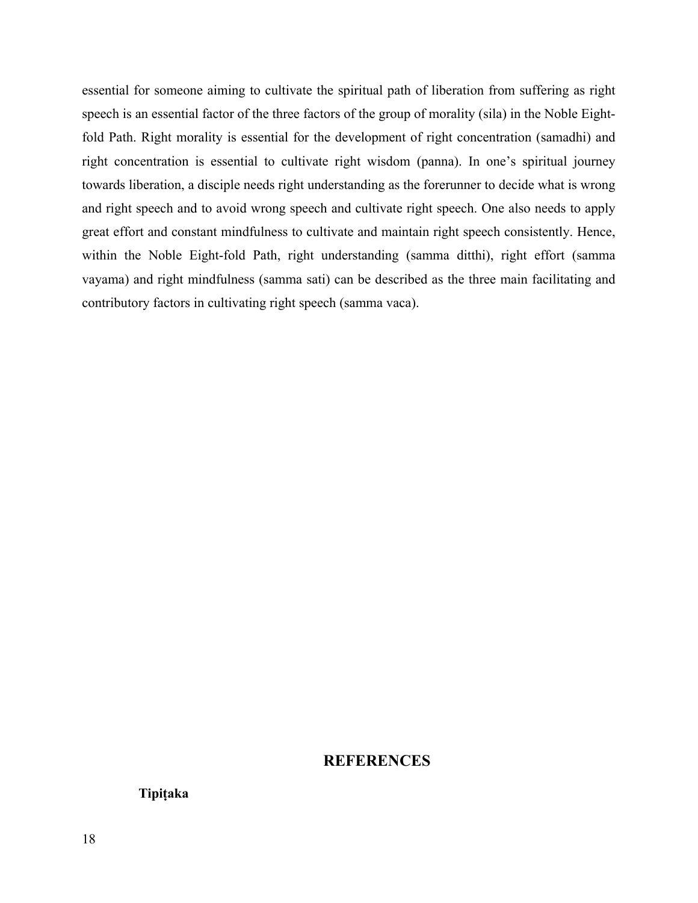essential for someone aiming to cultivate the spiritual path of liberation from suffering as right speech is an essential factor of the three factors of the group of morality (sila) in the Noble Eight-fold Path. Right morality is essential for the development of right concentration (samadhi) and right concentration is essential to cultivate right wisdom (panna). In one's spiritual journey towards liberation, a disciple needs right understanding as the forerunner to decide what is wrong and right speech and to avoid wrong speech and cultivate right speech. One also needs to apply great effort and constant mindfulness to cultivate and maintain right speech consistently. Hence, within the Noble Eight-fold Path, right understanding (samma ditthi), right effort (samma vayama) and right mindfulness (samma sati) can be described as the three main facilitating and contributory factors in cultivating right speech (samma vaca).

## REFERENCES

**Tipiṭaka**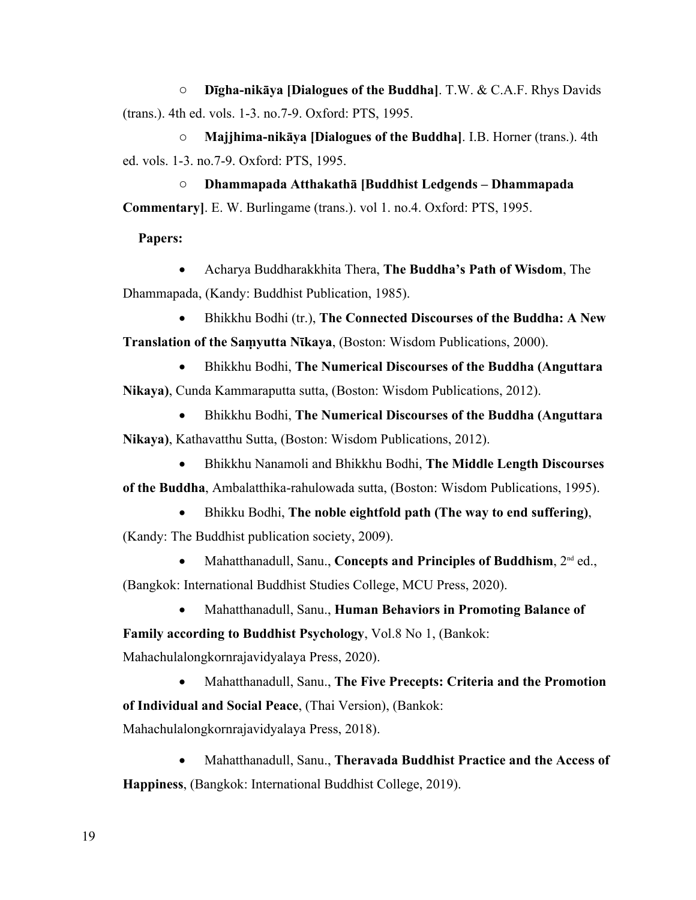- **Dīgha-nikāya [Dialogues of the Buddha]**. T.W. & C.A.F. Rhys Davids (trans.). 4th ed. vols. 1-3. no.7-9. Oxford: PTS, 1995.
- **Majjhima-nikāya [Dialogues of the Buddha]**. I.B. Horner (trans.). 4th ed. vols. 1-3. no.7-9. Oxford: PTS, 1995.
- **Dhammapada Atthakathā [Buddhist Ledgends – Dhammapada Commentary]**. E. W. Burlingame (trans.). vol 1. no.4. Oxford: PTS, 1995.

**Papers:**

- Acharya Buddharakkhita Thera, **The Buddha's Path of Wisdom**, The Dhammapada, (Kandy: Buddhist Publication, 1985).
- Bhikkhu Bodhi (tr.), **The Connected Discourses of the Buddha: A New Translation of the Saṃyutta Nīkaya**, (Boston: Wisdom Publications, 2000).
- Bhikkhu Bodhi, **The Numerical Discourses of the Buddha (Anguttara Nikaya)**, Cunda Kammaraputta sutta, (Boston: Wisdom Publications, 2012).
- Bhikkhu Bodhi, **The Numerical Discourses of the Buddha (Anguttara Nikaya)**, Kathavatthu Sutta, (Boston: Wisdom Publications, 2012).
- Bhikkhu Nanamoli and Bhikkhu Bodhi, **The Middle Length Discourses of the Buddha**, Ambalatthika-rahulowada sutta, (Boston: Wisdom Publications, 1995).
- Bhikku Bodhi, **The noble eightfold path (The way to end suffering)**, (Kandy: The Buddhist publication society, 2009).
- Mahatthanadull, Sanu., **Concepts and Principles of Buddhism**, 2nd ed., (Bangkok: International Buddhist Studies College, MCU Press, 2020).
- Mahatthanadull, Sanu., **Human Behaviors in Promoting Balance of Family according to Buddhist Psychology**, Vol.8 No 1, (Bankok: Mahachulalongkornrajavidyalaya Press, 2020).
- Mahatthanadull, Sanu., **The Five Precepts: Criteria and the Promotion of Individual and Social Peace**, (Thai Version), (Bankok: Mahachulalongkornrajavidyalaya Press, 2018).
- Mahatthanadull, Sanu., **Theravada Buddhist Practice and the Access of Happiness**, (Bangkok: International Buddhist College, 2019).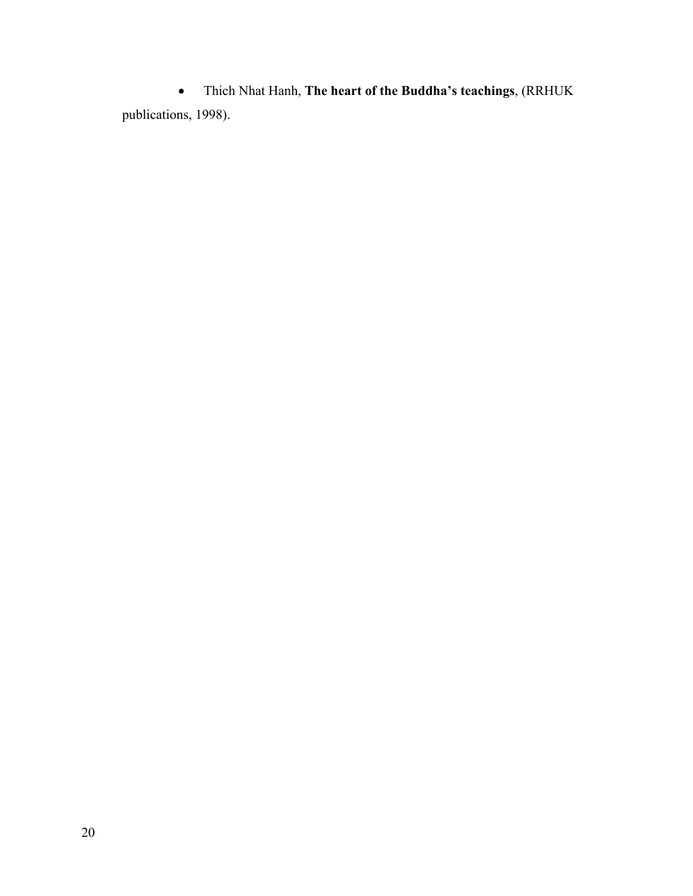- Thich Nhat Hanh, **The heart of the Buddha's teachings**, (RRHUK publications, 1998).